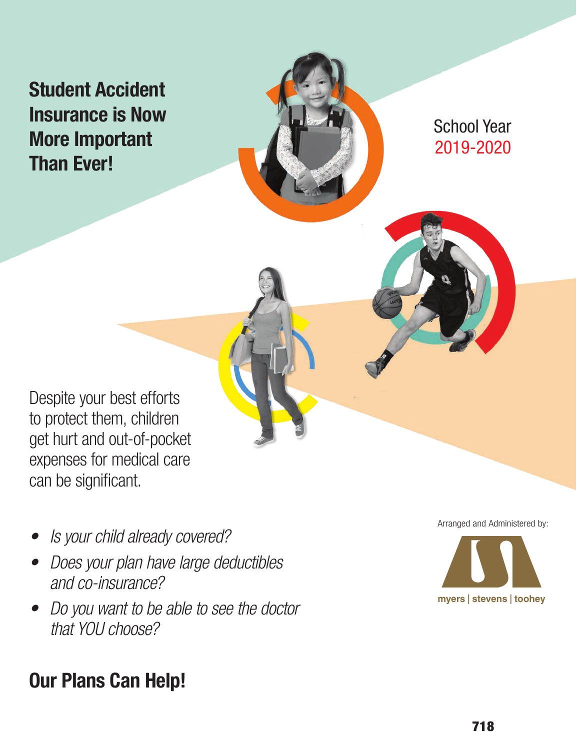# Student Accident Insurance is Now More Important Than Ever!

School Year
2019-2020

Despite your best efforts to protect them, children get hurt and out-of-pocket expenses for medical care can be significant.

- *Is your child already covered?*
- *Does your plan have large deductibles and co-insurance?*
- *Do you want to be able to see the doctor that YOU choose?*

## Our Plans Can Help!

Arranged and Administered by:

myers | stevens | toohey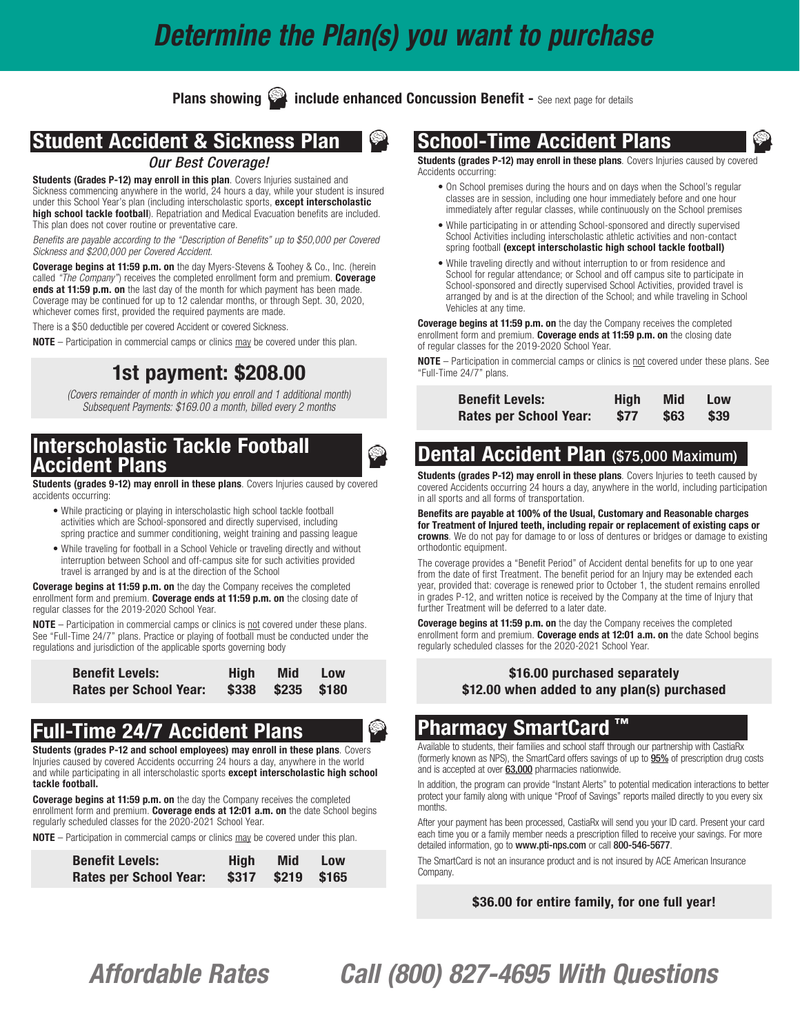# Determine the Plan(s) you want to purchase

**Plans showing 🧠 include enhanced Concussion Benefit -** See next page for details

## Student Accident & Sickness Plan

*Our Best Coverage!*

**Students (Grades P-12) may enroll in this plan**. Covers Injuries sustained and Sickness commencing anywhere in the world, 24 hours a day, while your student is insured under this School Year's plan (including interscholastic sports, **except interscholastic high school tackle football**). Repatriation and Medical Evacuation benefits are included. This plan does not cover routine or preventative care.

*Benefits are payable according to the "Description of Benefits" up to $50,000 per Covered Sickness and $200,000 per Covered Accident.*

**Coverage begins at 11:59 p.m. on** the day Myers-Stevens & Toohey & Co., Inc. (herein called *"The Company"*) receives the completed enrollment form and premium. **Coverage ends at 11:59 p.m. on** the last day of the month for which payment has been made. Coverage may be continued for up to 12 calendar months, or through Sept. 30, 2020, whichever comes first, provided the required payments are made.

There is a $50 deductible per covered Accident or covered Sickness.

**NOTE** – Participation in commercial camps or clinics may be covered under this plan.

**1st payment: $208.00**

*(Covers remainder of month in which you enroll and 1 additional month)*
*Subsequent Payments: $169.00 a month, billed every 2 months*

## Interscholastic Tackle Football Accident Plans

**Students (grades 9-12) may enroll in these plans**. Covers Injuries caused by covered accidents occurring:

- While practicing or playing in interscholastic high school tackle football activities which are School-sponsored and directly supervised, including spring practice and summer conditioning, weight training and passing league
- While traveling for football in a School Vehicle or traveling directly and without interruption between School and off-campus site for such activities provided travel is arranged by and is at the direction of the School

**Coverage begins at 11:59 p.m. on** the day the Company receives the completed enrollment form and premium. **Coverage ends at 11:59 p.m. on** the closing date of regular classes for the 2019-2020 School Year.

**NOTE** – Participation in commercial camps or clinics is not covered under these plans. See "Full-Time 24/7" plans. Practice or playing of football must be conducted under the regulations and jurisdiction of the applicable sports governing body

| Benefit Levels: | High | Mid | Low |
|---|---|---|---|
| Rates per School Year: | $338 | $235 | $180 |

## Full-Time 24/7 Accident Plans

**Students (grades P-12 and school employees) may enroll in these plans**. Covers Injuries caused by covered Accidents occurring 24 hours a day, anywhere in the world and while participating in all interscholastic sports **except interscholastic high school tackle football.**

**Coverage begins at 11:59 p.m. on** the day the Company receives the completed enrollment form and premium. **Coverage ends at 12:01 a.m. on** the date School begins regularly scheduled classes for the 2020-2021 School Year.

**NOTE** – Participation in commercial camps or clinics may be covered under this plan.

| Benefit Levels: | High | Mid | Low |
|---|---|---|---|
| Rates per School Year: | $317 | $219 | $165 |

## School-Time Accident Plans

**Students (grades P-12) may enroll in these plans**. Covers Injuries caused by covered Accidents occurring:

- On School premises during the hours and on days when the School's regular classes are in session, including one hour immediately before and one hour immediately after regular classes, while continuously on the School premises
- While participating in or attending School-sponsored and directly supervised School Activities including interscholastic athletic activities and non-contact spring football **(except interscholastic high school tackle football)**
- While traveling directly and without interruption to or from residence and School for regular attendance; or School and off campus site to participate in School-sponsored and directly supervised School Activities, provided travel is arranged by and is at the direction of the School; and while traveling in School Vehicles at any time.

**Coverage begins at 11:59 p.m. on** the day the Company receives the completed enrollment form and premium. **Coverage ends at 11:59 p.m. on** the closing date of regular classes for the 2019-2020 School Year.

**NOTE** – Participation in commercial camps or clinics is not covered under these plans. See "Full-Time 24/7" plans.

| Benefit Levels: | High | Mid | Low |
|---|---|---|---|
| Rates per School Year: | $77 | $63 | $39 |

## Dental Accident Plan ($75,000 Maximum)

**Students (grades P-12) may enroll in these plans**. Covers Injuries to teeth caused by covered Accidents occurring 24 hours a day, anywhere in the world, including participation in all sports and all forms of transportation.

**Benefits are payable at 100% of the Usual, Customary and Reasonable charges for Treatment of Injured teeth, including repair or replacement of existing caps or crowns**. We do not pay for damage to or loss of dentures or bridges or damage to existing orthodontic equipment.

The coverage provides a "Benefit Period" of Accident dental benefits for up to one year from the date of first Treatment. The benefit period for an Injury may be extended each year, provided that: coverage is renewed prior to October 1, the student remains enrolled in grades P-12, and written notice is received by the Company at the time of Injury that further Treatment will be deferred to a later date.

**Coverage begins at 11:59 p.m. on** the day the Company receives the completed enrollment form and premium. **Coverage ends at 12:01 a.m. on** the date School begins regularly scheduled classes for the 2020-2021 School Year.

**$16.00 purchased separately**
**$12.00 when added to any plan(s) purchased**

## Pharmacy SmartCard ™

Available to students, their families and school staff through our partnership with CastiaRx (formerly known as NPS), the SmartCard offers savings of up to 95% of prescription drug costs and is accepted at over 63,000 pharmacies nationwide.

In addition, the program can provide "Instant Alerts" to potential medication interactions to better protect your family along with unique "Proof of Savings" reports mailed directly to you every six months.

After your payment has been processed, CastiaRx will send you your ID card. Present your card each time you or a family member needs a prescription filled to receive your savings. For more detailed information, go to **www.pti-nps.com** or call **800-546-5677**.

The SmartCard is not an insurance product and is not insured by ACE American Insurance Company.

**$36.00 for entire family, for one full year!**

*Affordable Rates* *Call (800) 827-4695 With Questions*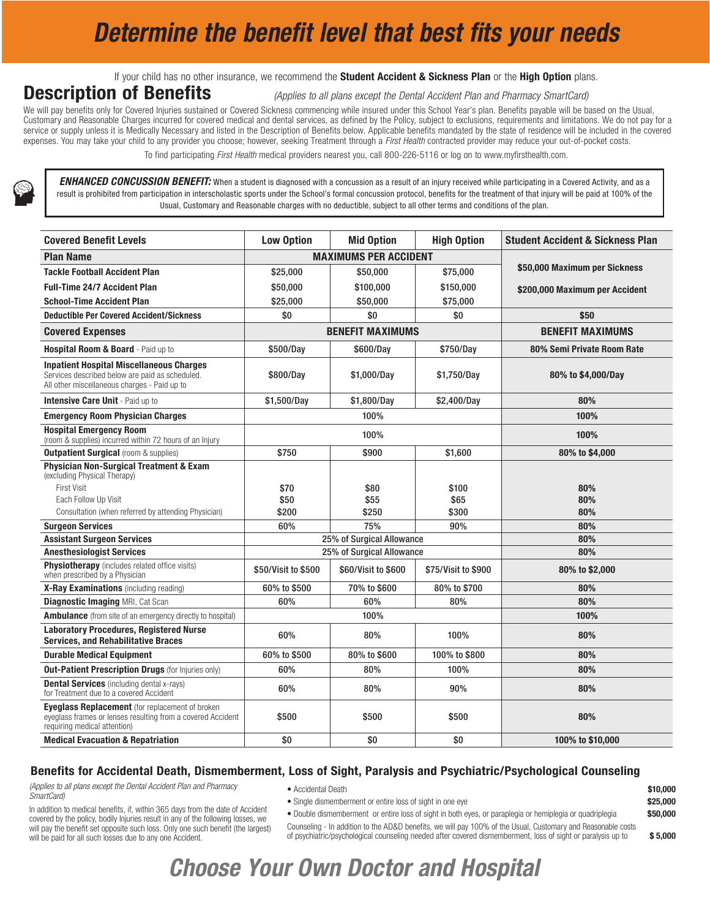# Determine the benefit level that best fits your needs

If your child has no other insurance, we recommend the **Student Accident & Sickness Plan** or the **High Option** plans.

## Description of Benefits

*(Applies to all plans except the Dental Accident Plan and Pharmacy SmartCard)*

We will pay benefits only for Covered Injuries sustained or Covered Sickness commencing while insured under this School Year's plan. Benefits payable will be based on the Usual, Customary and Reasonable Charges incurred for covered medical and dental services, as defined by the Policy, subject to exclusions, requirements and limitations. We do not pay for a service or supply unless it is Medically Necessary and listed in the Description of Benefits below. Applicable benefits mandated by the state of residence will be included in the covered expenses. You may take your child to any provider you choose; however, seeking Treatment through a *First Health* contracted provider may reduce your out-of-pocket costs.

To find participating *First Health* medical providers nearest you, call 800-226-5116 or log on to www.myfirsthealth.com.

***ENHANCED CONCUSSION BENEFIT:*** When a student is diagnosed with a concussion as a result of an injury received while participating in a Covered Activity, and as a result is prohibited from participation in interscholastic sports under the School's formal concussion protocol, benefits for the treatment of that injury will be paid at 100% of the Usual, Customary and Reasonable charges with no deductible, subject to all other terms and conditions of the plan.

| Covered Benefit Levels | Low Option | Mid Option | High Option | Student Accident & Sickness Plan |
|---|---|---|---|---|
| **Plan Name** | **MAXIMUMS PER ACCIDENT** | | | |
| **Tackle Football Accident Plan** | $25,000 | $50,000 | $75,000 | $50,000 Maximum per Sickness |
| **Full-Time 24/7 Accident Plan** | $50,000 | $100,000 | $150,000 | $200,000 Maximum per Accident |
| **School-Time Accident Plan** | $25,000 | $50,000 | $75,000 | |
| **Deductible Per Covered Accident/Sickness** | $0 | $0 | $0 | $50 |
| **Covered Expenses** | **BENEFIT MAXIMUMS** | | | **BENEFIT MAXIMUMS** |
| **Hospital Room & Board** - Paid up to | $500/Day | $600/Day | $750/Day | 80% Semi Private Room Rate |
| **Inpatient Hospital Miscellaneous Charges** Services described below are paid as scheduled. All other miscellaneous charges - Paid up to | $800/Day | $1,000/Day | $1,750/Day | 80% to $4,000/Day |
| **Intensive Care Unit** - Paid up to | $1,500/Day | $1,800/Day | $2,400/Day | 80% |
| **Emergency Room Physician Charges** | 100% | | | 100% |
| **Hospital Emergency Room** (room & supplies) incurred within 72 hours of an Injury | 100% | | | 100% |
| **Outpatient Surgical** (room & supplies) | $750 | $900 | $1,600 | 80% to $4,000 |
| **Physician Non-Surgical Treatment & Exam** (excluding Physical Therapy) | | | | |
| First Visit | $70 | $80 | $100 | 80% |
| Each Follow Up Visit | $50 | $55 | $65 | 80% |
| Consultation (when referred by attending Physician) | $200 | $250 | $300 | 80% |
| **Surgeon Services** | 60% | 75% | 90% | 80% |
| **Assistant Surgeon Services** | 25% of Surgical Allowance | | | 80% |
| **Anesthesiologist Services** | 25% of Surgical Allowance | | | 80% |
| **Physiotherapy** (includes related office visits) when prescribed by a Physician | $50/Visit to $500 | $60/Visit to $600 | $75/Visit to $900 | 80% to $2,000 |
| **X-Ray Examinations** (including reading) | 60% to $500 | 70% to $600 | 80% to $700 | 80% |
| **Diagnostic Imaging** MRI, Cat Scan | 60% | 60% | 80% | 80% |
| **Ambulance** (from site of an emergency directly to hospital) | 100% | | | 100% |
| **Laboratory Procedures, Registered Nurse Services, and Rehabilitative Braces** | 60% | 80% | 100% | 80% |
| **Durable Medical Equipment** | 60% to $500 | 80% to $600 | 100% to $800 | 80% |
| **Out-Patient Prescription Drugs** (for Injuries only) | 60% | 80% | 100% | 80% |
| **Dental Services** (including dental x-rays) for Treatment due to a covered Accident | 60% | 80% | 90% | 80% |
| **Eyeglass Replacement** (for replacement of broken eyeglass frames or lenses resulting from a covered Accident requiring medical attention) | $500 | $500 | $500 | 80% |
| **Medical Evacuation & Repatriation** | $0 | $0 | $0 | 100% to $10,000 |

### Benefits for Accidental Death, Dismemberment, Loss of Sight, Paralysis and Psychiatric/Psychological Counseling

*(Applies to all plans except the Dental Accident Plan and Pharmacy SmartCard)*

In addition to medical benefits, if, within 365 days from the date of Accident covered by the policy, bodily Injuries result in any of the following losses, we will pay the benefit set opposite such loss. Only one such benefit (the largest) will be paid for all such losses due to any one Accident.

- Accidental Death — **$10,000**
- Single dismemberment or entire loss of sight in one eye — **$25,000**
- Double dismemberment or entire loss of sight in both eyes, or paraplegia or hemiplegia or quadriplegia — **$50,000**

Counseling - In addition to the AD&D benefits, we will pay 100% of the Usual, Customary and Reasonable costs of psychiatric/psychological counseling needed after covered dismemberment, loss of sight or paralysis up to **$ 5,000**

# Choose Your Own Doctor and Hospital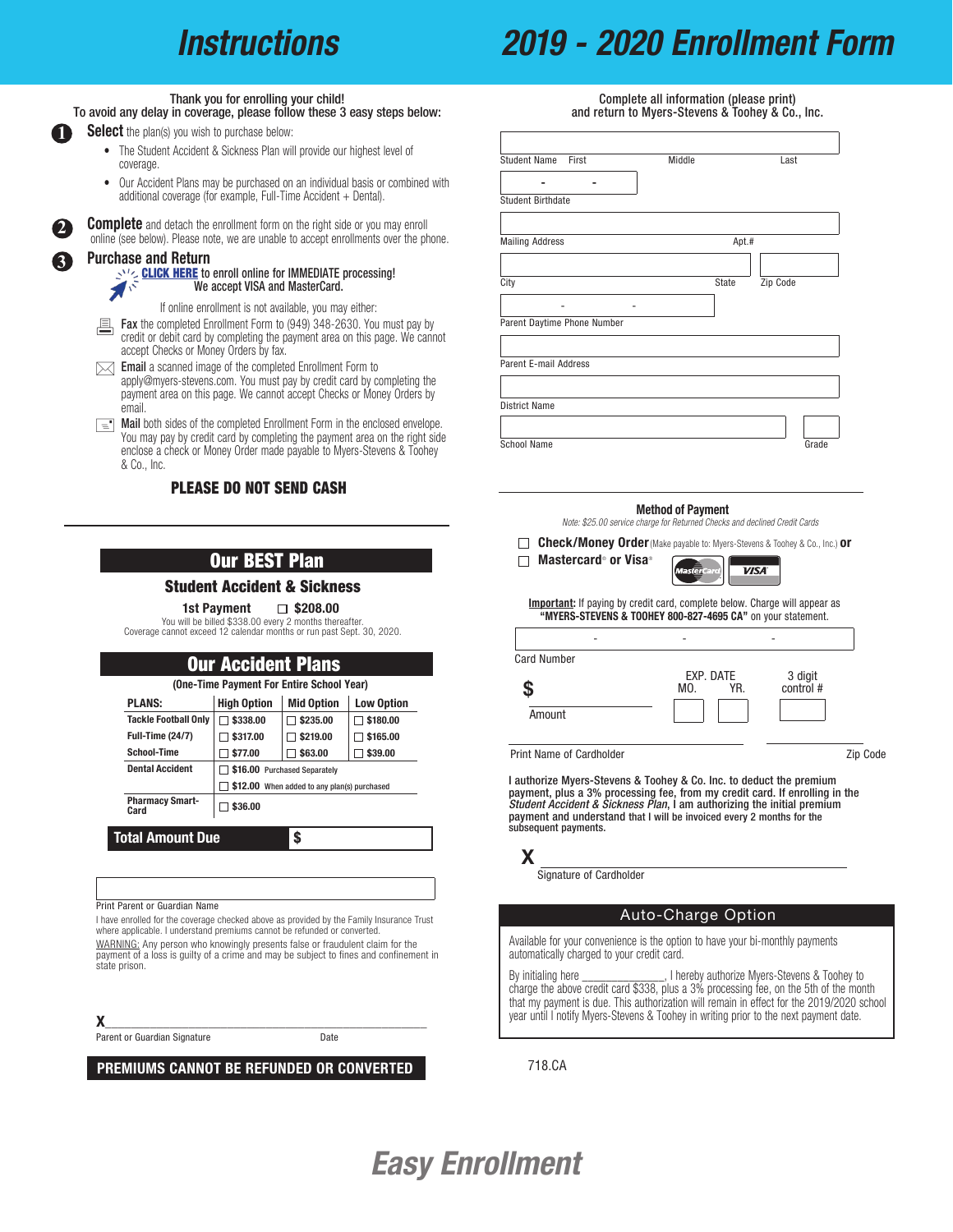# Instructions

Thank you for enrolling your child!
To avoid any delay in coverage, please follow these 3 easy steps below:

1. **Select** the plan(s) you wish to purchase below:
   - The Student Accident & Sickness Plan will provide our highest level of coverage.
   - Our Accident Plans may be purchased on an individual basis or combined with additional coverage (for example, Full-Time Accident + Dental).
2. **Complete** and detach the enrollment form on the right side or you may enroll online (see below). Please note, we are unable to accept enrollments over the phone.
3. **Purchase and Return**

   **CLICK HERE** to enroll online for IMMEDIATE processing! We accept VISA and MasterCard.

   If online enrollment is not available, you may either:

   - **Fax** the completed Enrollment Form to (949) 348-2630. You must pay by credit or debit card by completing the payment area on this page. We cannot accept Checks or Money Orders by fax.
   - **Email** a scanned image of the completed Enrollment Form to apply@myers-stevens.com. You must pay by credit card by completing the payment area on this page. We cannot accept Checks or Money Orders by email.
   - **Mail** both sides of the completed Enrollment Form in the enclosed envelope. You may pay by credit card by completing the payment area on the right side enclose a check or Money Order made payable to Myers-Stevens & Toohey & Co., Inc.

**PLEASE DO NOT SEND CASH**

## Our BEST Plan

### Student Accident & Sickness

**1st Payment** ☐ **$208.00**

You will be billed $338.00 every 2 months thereafter.
Coverage cannot exceed 12 calendar months or run past Sept. 30, 2020.

## Our Accident Plans

**(One-Time Payment For Entire School Year)**

| PLANS: | High Option | Mid Option | Low Option |
|---|---|---|---|
| Tackle Football Only | ☐ $338.00 | ☐ $235.00 | ☐ $180.00 |
| Full-Time (24/7) | ☐ $317.00 | ☐ $219.00 | ☐ $165.00 |
| School-Time | ☐ $77.00 | ☐ $63.00 | ☐ $39.00 |
| Dental Accident | ☐ $16.00 Purchased Separately | | |
| | ☐ $12.00 When added to any plan(s) purchased | | |
| Pharmacy Smart-Card | ☐ $36.00 | | |

**Total Amount Due** $

Print Parent or Guardian Name

I have enrolled for the coverage checked above as provided by the Family Insurance Trust where applicable. I understand premiums cannot be refunded or converted.

WARNING: Any person who knowingly presents false or fraudulent claim for the payment of a loss is guilty of a crime and may be subject to fines and confinement in state prison.

X______________________________________

Parent or Guardian Signature Date

**PREMIUMS CANNOT BE REFUNDED OR CONVERTED**

# 2019 - 2020 Enrollment Form

Complete all information (please print)
and return to Myers-Stevens & Toohey & Co., Inc.

Student Name First Middle Last

Student Birthdate - -

Mailing Address Apt.#

City State Zip Code

Parent Daytime Phone Number - -

Parent E-mail Address

District Name

School Name Grade

### Method of Payment

*Note: $25.00 service charge for Returned Checks and declined Credit Cards*

☐ **Check/Money Order** (Make payable to: Myers-Stevens & Toohey & Co., Inc.) **or**

☐ **Mastercard® or Visa®**

**Important:** If paying by credit card, complete below. Charge will appear as **"MYERS-STEVENS & TOOHEY 800-827-4695 CA"** on your statement.

Card Number - - -

$ Amount EXP. DATE MO. YR. 3 digit control #

Print Name of Cardholder Zip Code

**I authorize Myers-Stevens & Toohey & Co. Inc. to deduct the premium payment, plus a 3% processing fee, from my credit card. If enrolling in the *Student Accident & Sickness Plan*, I am authorizing the initial premium payment and understand that I will be invoiced every 2 months for the subsequent payments.**

X______________________________________

Signature of Cardholder

### Auto-Charge Option

Available for your convenience is the option to have your bi-monthly payments automatically charged to your credit card.

By initialing here ______________, I hereby authorize Myers-Stevens & Toohey to charge the above credit card $338, plus a 3% processing fee, on the 5th of the month that my payment is due. This authorization will remain in effect for the 2019/2020 school year until I notify Myers-Stevens & Toohey in writing prior to the next payment date.

718.CA

**Easy Enrollment**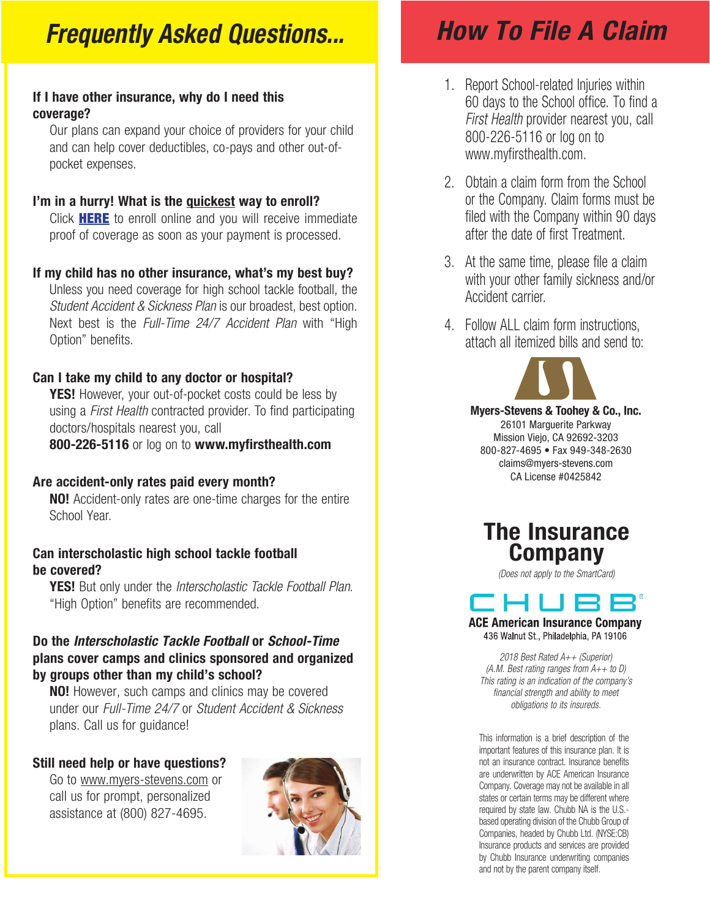# Frequently Asked Questions...

**If I have other insurance, why do I need this coverage?**

Our plans can expand your choice of providers for your child and can help cover deductibles, co-pays and other out-of-pocket expenses.

**I'm in a hurry! What is the quickest way to enroll?**

Click **HERE** to enroll online and you will receive immediate proof of coverage as soon as your payment is processed.

**If my child has no other insurance, what's my best buy?**

Unless you need coverage for high school tackle football, the *Student Accident & Sickness Plan* is our broadest, best option. Next best is the *Full-Time 24/7 Accident Plan* with "High Option" benefits.

**Can I take my child to any doctor or hospital?**

**YES!** However, your out-of-pocket costs could be less by using a *First Health* contracted provider. To find participating doctors/hospitals nearest you, call **800-226-5116** or log on to **www.myfirsthealth.com**

**Are accident-only rates paid every month?**

**NO!** Accident-only rates are one-time charges for the entire School Year.

**Can interscholastic high school tackle football be covered?**

**YES!** But only under the *Interscholastic Tackle Football Plan*. "High Option" benefits are recommended.

**Do the *Interscholastic Tackle Football* or *School-Time* plans cover camps and clinics sponsored and organized by groups other than my child's school?**

**NO!** However, such camps and clinics may be covered under our *Full-Time 24/7* or *Student Accident & Sickness* plans. Call us for guidance!

**Still need help or have questions?**

Go to www.myers-stevens.com or call us for prompt, personalized assistance at (800) 827-4695.

# How To File A Claim

1. Report School-related Injuries within 60 days to the School office. To find a *First Health* provider nearest you, call 800-226-5116 or log on to www.myfirsthealth.com.
2. Obtain a claim form from the School or the Company. Claim forms must be filed with the Company within 90 days after the date of first Treatment.
3. At the same time, please file a claim with your other family sickness and/or Accident carrier.
4. Follow ALL claim form instructions, attach all itemized bills and send to:

**Myers-Stevens & Toohey & Co., Inc.**
26101 Marguerite Parkway
Mission Viejo, CA 92692-3203
800-827-4695 • Fax 949-348-2630
claims@myers-stevens.com
CA License #0425842

## The Insurance Company

*(Does not apply to the SmartCard)*

CHUBB®

**ACE American Insurance Company**
436 Walnut St., Philadelphia, PA 19106

*2018 Best Rated A++ (Superior)*
*(A.M. Best rating ranges from A++ to D)*
*This rating is an indication of the company's financial strength and ability to meet obligations to its insureds.*

This information is a brief description of the important features of this insurance plan. It is not an insurance contract. Insurance benefits are underwritten by ACE American Insurance Company. Coverage may not be available in all states or certain terms may be different where required by state law. Chubb NA is the U.S.-based operating division of the Chubb Group of Companies, headed by Chubb Ltd. (NYSE:CB) Insurance products and services are provided by Chubb Insurance underwriting companies and not by the parent company itself.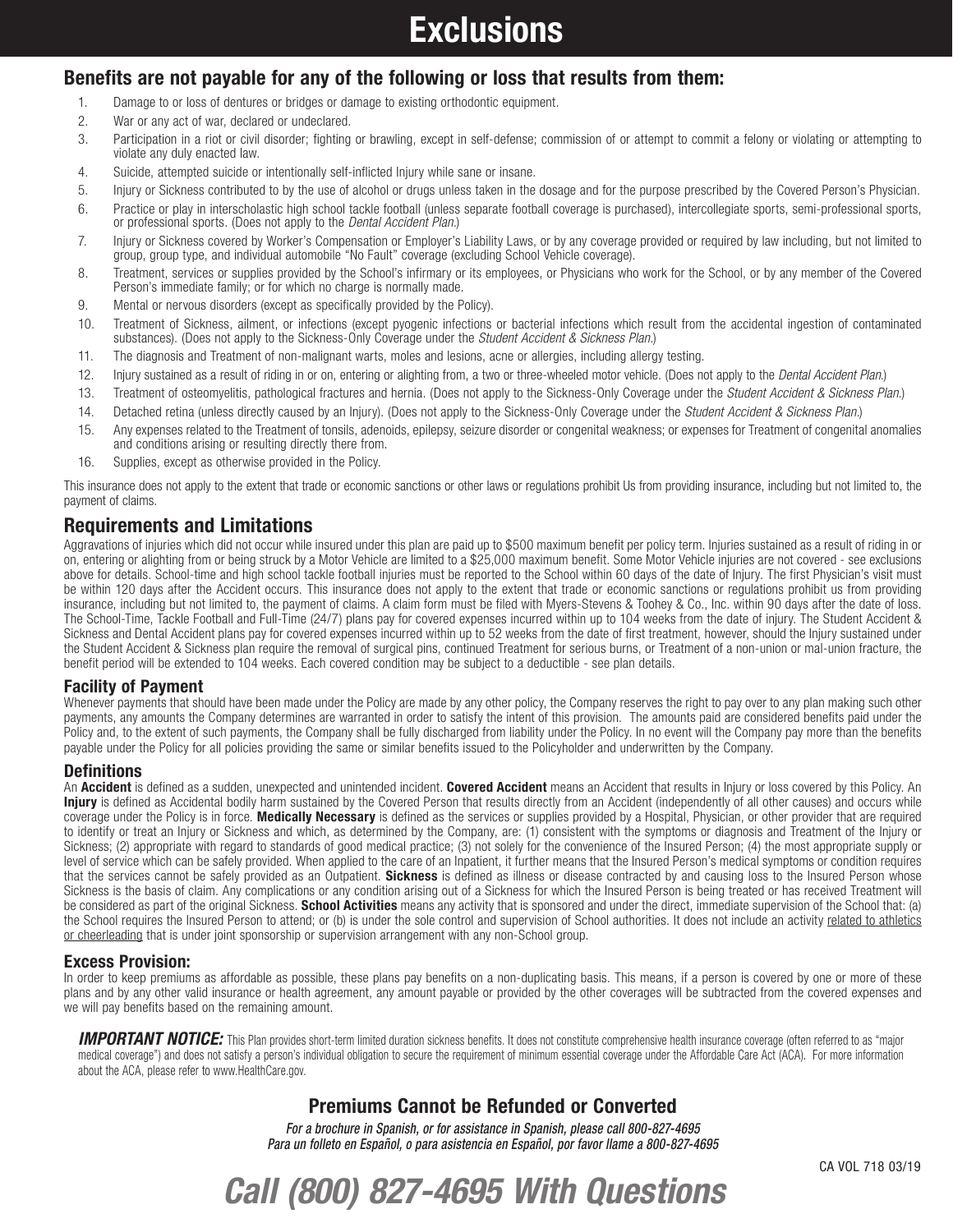# Exclusions

## Benefits are not payable for any of the following or loss that results from them:

1. Damage to or loss of dentures or bridges or damage to existing orthodontic equipment.
2. War or any act of war, declared or undeclared.
3. Participation in a riot or civil disorder; fighting or brawling, except in self-defense; commission of or attempt to commit a felony or violating or attempting to violate any duly enacted law.
4. Suicide, attempted suicide or intentionally self-inflicted Injury while sane or insane.
5. Injury or Sickness contributed to by the use of alcohol or drugs unless taken in the dosage and for the purpose prescribed by the Covered Person's Physician.
6. Practice or play in interscholastic high school tackle football (unless separate football coverage is purchased), intercollegiate sports, semi-professional sports, or professional sports. (Does not apply to the *Dental Accident Plan*.)
7. Injury or Sickness covered by Worker's Compensation or Employer's Liability Laws, or by any coverage provided or required by law including, but not limited to group, group type, and individual automobile "No Fault" coverage (excluding School Vehicle coverage).
8. Treatment, services or supplies provided by the School's infirmary or its employees, or Physicians who work for the School, or by any member of the Covered Person's immediate family; or for which no charge is normally made.
9. Mental or nervous disorders (except as specifically provided by the Policy).
10. Treatment of Sickness, ailment, or infections (except pyogenic infections or bacterial infections which result from the accidental ingestion of contaminated substances). (Does not apply to the Sickness-Only Coverage under the *Student Accident & Sickness Plan*.)
11. The diagnosis and Treatment of non-malignant warts, moles and lesions, acne or allergies, including allergy testing.
12. Injury sustained as a result of riding in or on, entering or alighting from, a two or three-wheeled motor vehicle. (Does not apply to the *Dental Accident Plan*.)
13. Treatment of osteomyelitis, pathological fractures and hernia. (Does not apply to the Sickness-Only Coverage under the *Student Accident & Sickness Plan*.)
14. Detached retina (unless directly caused by an Injury). (Does not apply to the Sickness-Only Coverage under the *Student Accident & Sickness Plan*.)
15. Any expenses related to the Treatment of tonsils, adenoids, epilepsy, seizure disorder or congenital weakness; or expenses for Treatment of congenital anomalies and conditions arising or resulting directly there from.
16. Supplies, except as otherwise provided in the Policy.

This insurance does not apply to the extent that trade or economic sanctions or other laws or regulations prohibit Us from providing insurance, including but not limited to, the payment of claims.

## Requirements and Limitations

Aggravations of injuries which did not occur while insured under this plan are paid up to $500 maximum benefit per policy term. Injuries sustained as a result of riding in or on, entering or alighting from or being struck by a Motor Vehicle are limited to a $25,000 maximum benefit. Some Motor Vehicle injuries are not covered - see exclusions above for details. School-time and high school tackle football injuries must be reported to the School within 60 days of the date of Injury. The first Physician's visit must be within 120 days after the Accident occurs. This insurance does not apply to the extent that trade or economic sanctions or regulations prohibit us from providing insurance, including but not limited to, the payment of claims. A claim form must be filed with Myers-Stevens & Toohey & Co., Inc. within 90 days after the date of loss. The School-Time, Tackle Football and Full-Time (24/7) plans pay for covered expenses incurred within up to 104 weeks from the date of injury. The Student Accident & Sickness and Dental Accident plans pay for covered expenses incurred within up to 52 weeks from the date of first treatment, however, should the Injury sustained under the Student Accident & Sickness plan require the removal of surgical pins, continued Treatment for serious burns, or Treatment of a non-union or mal-union fracture, the benefit period will be extended to 104 weeks. Each covered condition may be subject to a deductible - see plan details.

### Facility of Payment

Whenever payments that should have been made under the Policy are made by any other policy, the Company reserves the right to pay over to any plan making such other payments, any amounts the Company determines are warranted in order to satisfy the intent of this provision. The amounts paid are considered benefits paid under the Policy and, to the extent of such payments, the Company shall be fully discharged from liability under the Policy. In no event will the Company pay more than the benefits payable under the Policy for all policies providing the same or similar benefits issued to the Policyholder and underwritten by the Company.

### Definitions

An **Accident** is defined as a sudden, unexpected and unintended incident. **Covered Accident** means an Accident that results in Injury or loss covered by this Policy. An **Injury** is defined as Accidental bodily harm sustained by the Covered Person that results directly from an Accident (independently of all other causes) and occurs while coverage under the Policy is in force. **Medically Necessary** is defined as the services or supplies provided by a Hospital, Physician, or other provider that are required to identify or treat an Injury or Sickness and which, as determined by the Company, are: (1) consistent with the symptoms or diagnosis and Treatment of the Injury or Sickness; (2) appropriate with regard to standards of good medical practice; (3) not solely for the convenience of the Insured Person; (4) the most appropriate supply or level of service which can be safely provided. When applied to the care of an Inpatient, it further means that the Insured Person's medical symptoms or condition requires that the services cannot be safely provided as an Outpatient. **Sickness** is defined as illness or disease contracted by and causing loss to the Insured Person whose Sickness is the basis of claim. Any complications or any condition arising out of a Sickness for which the Insured Person is being treated or has received Treatment will be considered as part of the original Sickness. **School Activities** means any activity that is sponsored and under the direct, immediate supervision of the School that: (a) the School requires the Insured Person to attend; or (b) is under the sole control and supervision of School authorities. It does not include an activity related to athletics or cheerleading that is under joint sponsorship or supervision arrangement with any non-School group.

### Excess Provision:

In order to keep premiums as affordable as possible, these plans pay benefits on a non-duplicating basis. This means, if a person is covered by one or more of these plans and by any other valid insurance or health agreement, any amount payable or provided by the other coverages will be subtracted from the covered expenses and we will pay benefits based on the remaining amount.

***IMPORTANT NOTICE:*** This Plan provides short-term limited duration sickness benefits. It does not constitute comprehensive health insurance coverage (often referred to as "major medical coverage") and does not satisfy a person's individual obligation to secure the requirement of minimum essential coverage under the Affordable Care Act (ACA). For more information about the ACA, please refer to www.HealthCare.gov.

**Premiums Cannot be Refunded or Converted**

***For a brochure in Spanish, or for assistance in Spanish, please call 800-827-4695***
***Para un folleto en Español, o para asistencia en Español, por favor llame a 800-827-4695***

CA VOL 718 03/19

***Call (800) 827-4695 With Questions***